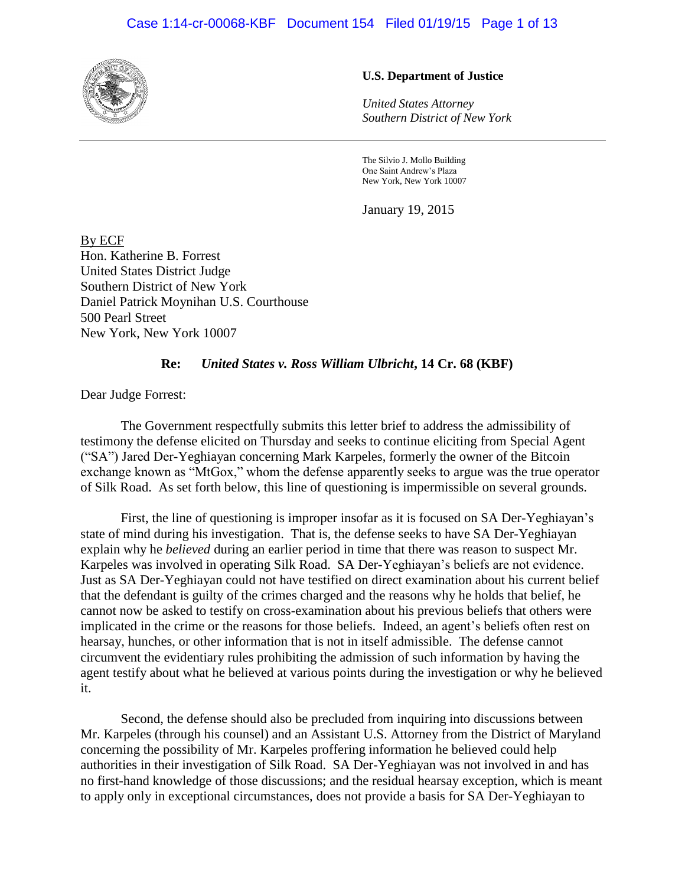**U.S. Department of Justice**

*United States Attorney*
*Southern District of New York*

The Silvio J. Mollo Building
One Saint Andrew's Plaza
New York, New York 10007

January 19, 2015

By ECF
Hon. Katherine B. Forrest
United States District Judge
Southern District of New York
Daniel Patrick Moynihan U.S. Courthouse
500 Pearl Street
New York, New York 10007

**Re: *United States v. Ross William Ulbricht*, 14 Cr. 68 (KBF)**

Dear Judge Forrest:

The Government respectfully submits this letter brief to address the admissibility of testimony the defense elicited on Thursday and seeks to continue eliciting from Special Agent ("SA") Jared Der-Yeghiayan concerning Mark Karpeles, formerly the owner of the Bitcoin exchange known as "MtGox," whom the defense apparently seeks to argue was the true operator of Silk Road. As set forth below, this line of questioning is impermissible on several grounds.

First, the line of questioning is improper insofar as it is focused on SA Der-Yeghiayan's state of mind during his investigation. That is, the defense seeks to have SA Der-Yeghiayan explain why he *believed* during an earlier period in time that there was reason to suspect Mr. Karpeles was involved in operating Silk Road. SA Der-Yeghiayan's beliefs are not evidence. Just as SA Der-Yeghiayan could not have testified on direct examination about his current belief that the defendant is guilty of the crimes charged and the reasons why he holds that belief, he cannot now be asked to testify on cross-examination about his previous beliefs that others were implicated in the crime or the reasons for those beliefs. Indeed, an agent's beliefs often rest on hearsay, hunches, or other information that is not in itself admissible. The defense cannot circumvent the evidentiary rules prohibiting the admission of such information by having the agent testify about what he believed at various points during the investigation or why he believed it.

Second, the defense should also be precluded from inquiring into discussions between Mr. Karpeles (through his counsel) and an Assistant U.S. Attorney from the District of Maryland concerning the possibility of Mr. Karpeles proffering information he believed could help authorities in their investigation of Silk Road. SA Der-Yeghiayan was not involved in and has no first-hand knowledge of those discussions; and the residual hearsay exception, which is meant to apply only in exceptional circumstances, does not provide a basis for SA Der-Yeghiayan to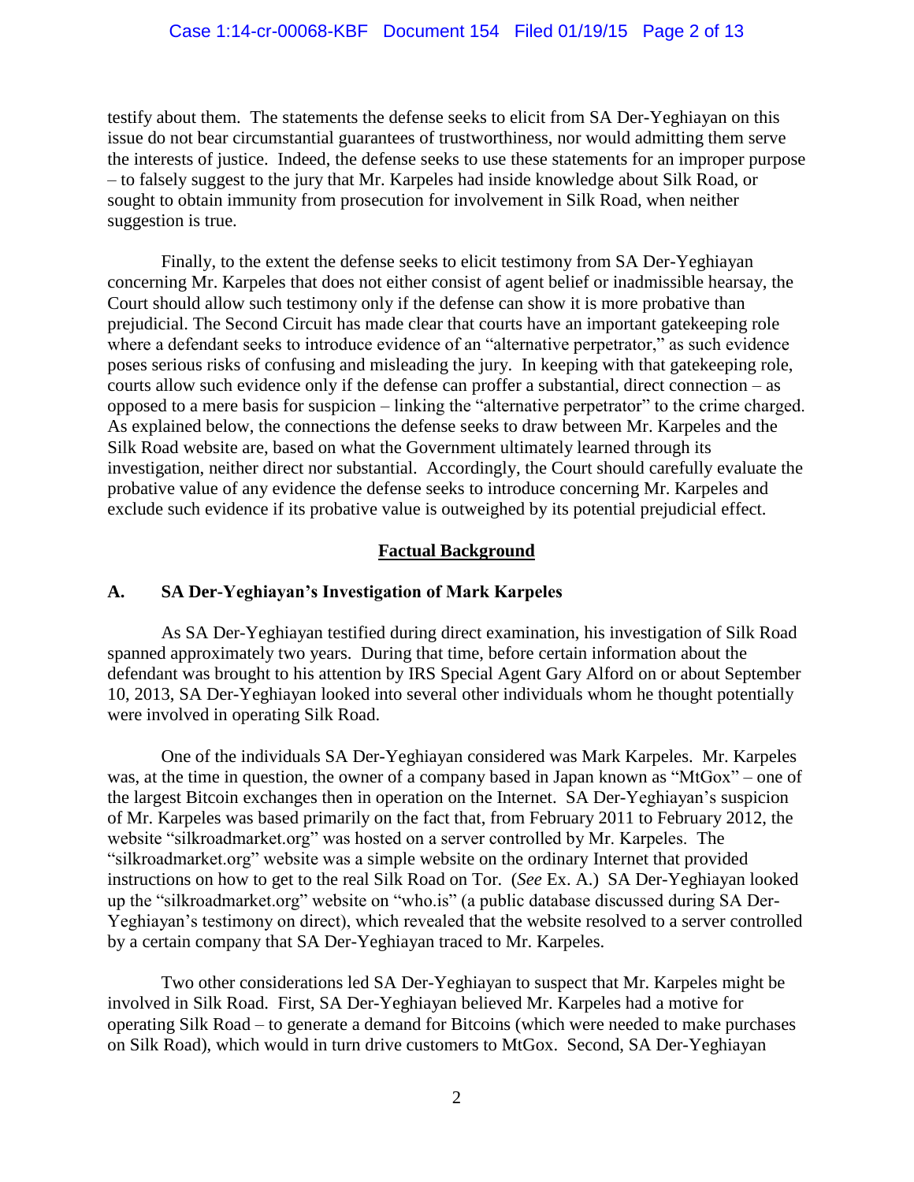testify about them. The statements the defense seeks to elicit from SA Der-Yeghiayan on this issue do not bear circumstantial guarantees of trustworthiness, nor would admitting them serve the interests of justice. Indeed, the defense seeks to use these statements for an improper purpose – to falsely suggest to the jury that Mr. Karpeles had inside knowledge about Silk Road, or sought to obtain immunity from prosecution for involvement in Silk Road, when neither suggestion is true.

Finally, to the extent the defense seeks to elicit testimony from SA Der-Yeghiayan concerning Mr. Karpeles that does not either consist of agent belief or inadmissible hearsay, the Court should allow such testimony only if the defense can show it is more probative than prejudicial. The Second Circuit has made clear that courts have an important gatekeeping role where a defendant seeks to introduce evidence of an "alternative perpetrator," as such evidence poses serious risks of confusing and misleading the jury. In keeping with that gatekeeping role, courts allow such evidence only if the defense can proffer a substantial, direct connection – as opposed to a mere basis for suspicion – linking the "alternative perpetrator" to the crime charged. As explained below, the connections the defense seeks to draw between Mr. Karpeles and the Silk Road website are, based on what the Government ultimately learned through its investigation, neither direct nor substantial. Accordingly, the Court should carefully evaluate the probative value of any evidence the defense seeks to introduce concerning Mr. Karpeles and exclude such evidence if its probative value is outweighed by its potential prejudicial effect.

## Factual Background

### A. SA Der-Yeghiayan's Investigation of Mark Karpeles

As SA Der-Yeghiayan testified during direct examination, his investigation of Silk Road spanned approximately two years. During that time, before certain information about the defendant was brought to his attention by IRS Special Agent Gary Alford on or about September 10, 2013, SA Der-Yeghiayan looked into several other individuals whom he thought potentially were involved in operating Silk Road.

One of the individuals SA Der-Yeghiayan considered was Mark Karpeles. Mr. Karpeles was, at the time in question, the owner of a company based in Japan known as "MtGox" – one of the largest Bitcoin exchanges then in operation on the Internet. SA Der-Yeghiayan's suspicion of Mr. Karpeles was based primarily on the fact that, from February 2011 to February 2012, the website "silkroadmarket.org" was hosted on a server controlled by Mr. Karpeles. The "silkroadmarket.org" website was a simple website on the ordinary Internet that provided instructions on how to get to the real Silk Road on Tor. (*See* Ex. A.) SA Der-Yeghiayan looked up the "silkroadmarket.org" website on "who.is" (a public database discussed during SA Der-Yeghiayan's testimony on direct), which revealed that the website resolved to a server controlled by a certain company that SA Der-Yeghiayan traced to Mr. Karpeles.

Two other considerations led SA Der-Yeghiayan to suspect that Mr. Karpeles might be involved in Silk Road. First, SA Der-Yeghiayan believed Mr. Karpeles had a motive for operating Silk Road – to generate a demand for Bitcoins (which were needed to make purchases on Silk Road), which would in turn drive customers to MtGox. Second, SA Der-Yeghiayan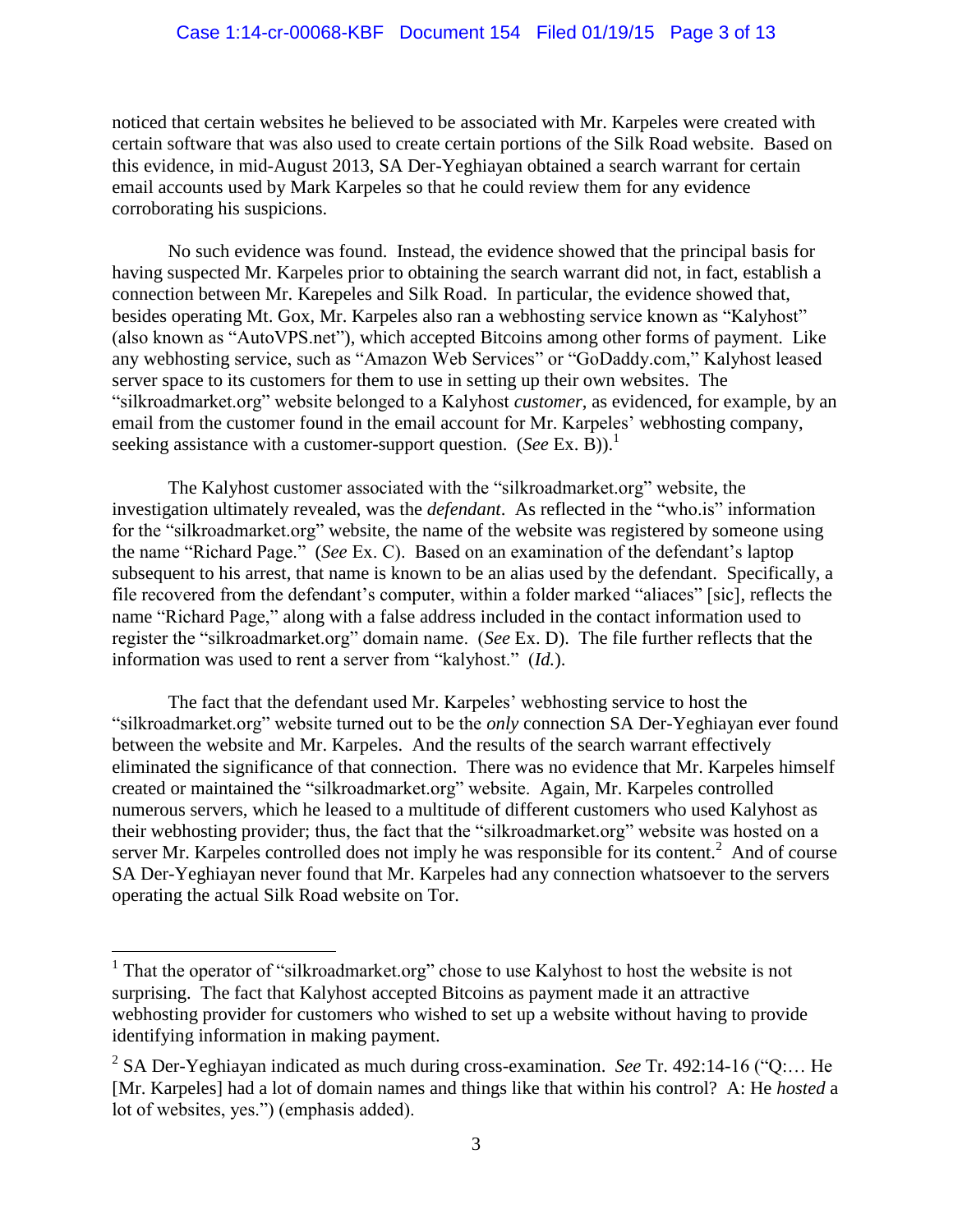noticed that certain websites he believed to be associated with Mr. Karpeles were created with certain software that was also used to create certain portions of the Silk Road website. Based on this evidence, in mid-August 2013, SA Der-Yeghiayan obtained a search warrant for certain email accounts used by Mark Karpeles so that he could review them for any evidence corroborating his suspicions.

No such evidence was found. Instead, the evidence showed that the principal basis for having suspected Mr. Karpeles prior to obtaining the search warrant did not, in fact, establish a connection between Mr. Karepeles and Silk Road. In particular, the evidence showed that, besides operating Mt. Gox, Mr. Karpeles also ran a webhosting service known as "Kalyhost" (also known as "AutoVPS.net"), which accepted Bitcoins among other forms of payment. Like any webhosting service, such as "Amazon Web Services" or "GoDaddy.com," Kalyhost leased server space to its customers for them to use in setting up their own websites. The "silkroadmarket.org" website belonged to a Kalyhost *customer*, as evidenced, for example, by an email from the customer found in the email account for Mr. Karpeles' webhosting company, seeking assistance with a customer-support question. (*See* Ex. B)).[1]

The Kalyhost customer associated with the "silkroadmarket.org" website, the investigation ultimately revealed, was the *defendant*. As reflected in the "who.is" information for the "silkroadmarket.org" website, the name of the website was registered by someone using the name "Richard Page." (*See* Ex. C). Based on an examination of the defendant's laptop subsequent to his arrest, that name is known to be an alias used by the defendant. Specifically, a file recovered from the defendant's computer, within a folder marked "aliaces" [sic], reflects the name "Richard Page," along with a false address included in the contact information used to register the "silkroadmarket.org" domain name. (*See* Ex. D). The file further reflects that the information was used to rent a server from "kalyhost." (*Id.*).

The fact that the defendant used Mr. Karpeles' webhosting service to host the "silkroadmarket.org" website turned out to be the *only* connection SA Der-Yeghiayan ever found between the website and Mr. Karpeles. And the results of the search warrant effectively eliminated the significance of that connection. There was no evidence that Mr. Karpeles himself created or maintained the "silkroadmarket.org" website. Again, Mr. Karpeles controlled numerous servers, which he leased to a multitude of different customers who used Kalyhost as their webhosting provider; thus, the fact that the "silkroadmarket.org" website was hosted on a server Mr. Karpeles controlled does not imply he was responsible for its content.[2] And of course SA Der-Yeghiayan never found that Mr. Karpeles had any connection whatsoever to the servers operating the actual Silk Road website on Tor.

---

[1] That the operator of "silkroadmarket.org" chose to use Kalyhost to host the website is not surprising. The fact that Kalyhost accepted Bitcoins as payment made it an attractive webhosting provider for customers who wished to set up a website without having to provide identifying information in making payment.

[2] SA Der-Yeghiayan indicated as much during cross-examination. *See* Tr. 492:14-16 ("Q:… He [Mr. Karpeles] had a lot of domain names and things like that within his control? A: He *hosted* a lot of websites, yes.") (emphasis added).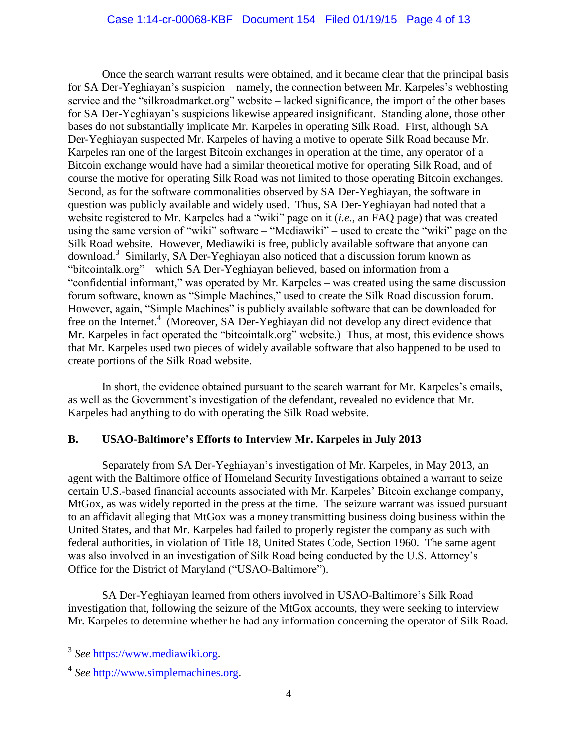Once the search warrant results were obtained, and it became clear that the principal basis for SA Der-Yeghiayan's suspicion – namely, the connection between Mr. Karpeles's webhosting service and the "silkroadmarket.org" website – lacked significance, the import of the other bases for SA Der-Yeghiayan's suspicions likewise appeared insignificant. Standing alone, those other bases do not substantially implicate Mr. Karpeles in operating Silk Road. First, although SA Der-Yeghiayan suspected Mr. Karpeles of having a motive to operate Silk Road because Mr. Karpeles ran one of the largest Bitcoin exchanges in operation at the time, any operator of a Bitcoin exchange would have had a similar theoretical motive for operating Silk Road, and of course the motive for operating Silk Road was not limited to those operating Bitcoin exchanges. Second, as for the software commonalities observed by SA Der-Yeghiayan, the software in question was publicly available and widely used. Thus, SA Der-Yeghiayan had noted that a website registered to Mr. Karpeles had a "wiki" page on it (*i.e.*, an FAQ page) that was created using the same version of "wiki" software – "Mediawiki" – used to create the "wiki" page on the Silk Road website. However, Mediawiki is free, publicly available software that anyone can download.[3] Similarly, SA Der-Yeghiayan also noticed that a discussion forum known as "bitcointalk.org" – which SA Der-Yeghiayan believed, based on information from a "confidential informant," was operated by Mr. Karpeles – was created using the same discussion forum software, known as "Simple Machines," used to create the Silk Road discussion forum. However, again, "Simple Machines" is publicly available software that can be downloaded for free on the Internet.[4] (Moreover, SA Der-Yeghiayan did not develop any direct evidence that Mr. Karpeles in fact operated the "bitcointalk.org" website.) Thus, at most, this evidence shows that Mr. Karpeles used two pieces of widely available software that also happened to be used to create portions of the Silk Road website.

In short, the evidence obtained pursuant to the search warrant for Mr. Karpeles's emails, as well as the Government's investigation of the defendant, revealed no evidence that Mr. Karpeles had anything to do with operating the Silk Road website.

### B. USAO-Baltimore's Efforts to Interview Mr. Karpeles in July 2013

Separately from SA Der-Yeghiayan's investigation of Mr. Karpeles, in May 2013, an agent with the Baltimore office of Homeland Security Investigations obtained a warrant to seize certain U.S.-based financial accounts associated with Mr. Karpeles' Bitcoin exchange company, MtGox, as was widely reported in the press at the time. The seizure warrant was issued pursuant to an affidavit alleging that MtGox was a money transmitting business doing business within the United States, and that Mr. Karpeles had failed to properly register the company as such with federal authorities, in violation of Title 18, United States Code, Section 1960. The same agent was also involved in an investigation of Silk Road being conducted by the U.S. Attorney's Office for the District of Maryland ("USAO-Baltimore").

SA Der-Yeghiayan learned from others involved in USAO-Baltimore's Silk Road investigation that, following the seizure of the MtGox accounts, they were seeking to interview Mr. Karpeles to determine whether he had any information concerning the operator of Silk Road.

---

[3] *See* https://www.mediawiki.org.

[4] *See* http://www.simplemachines.org.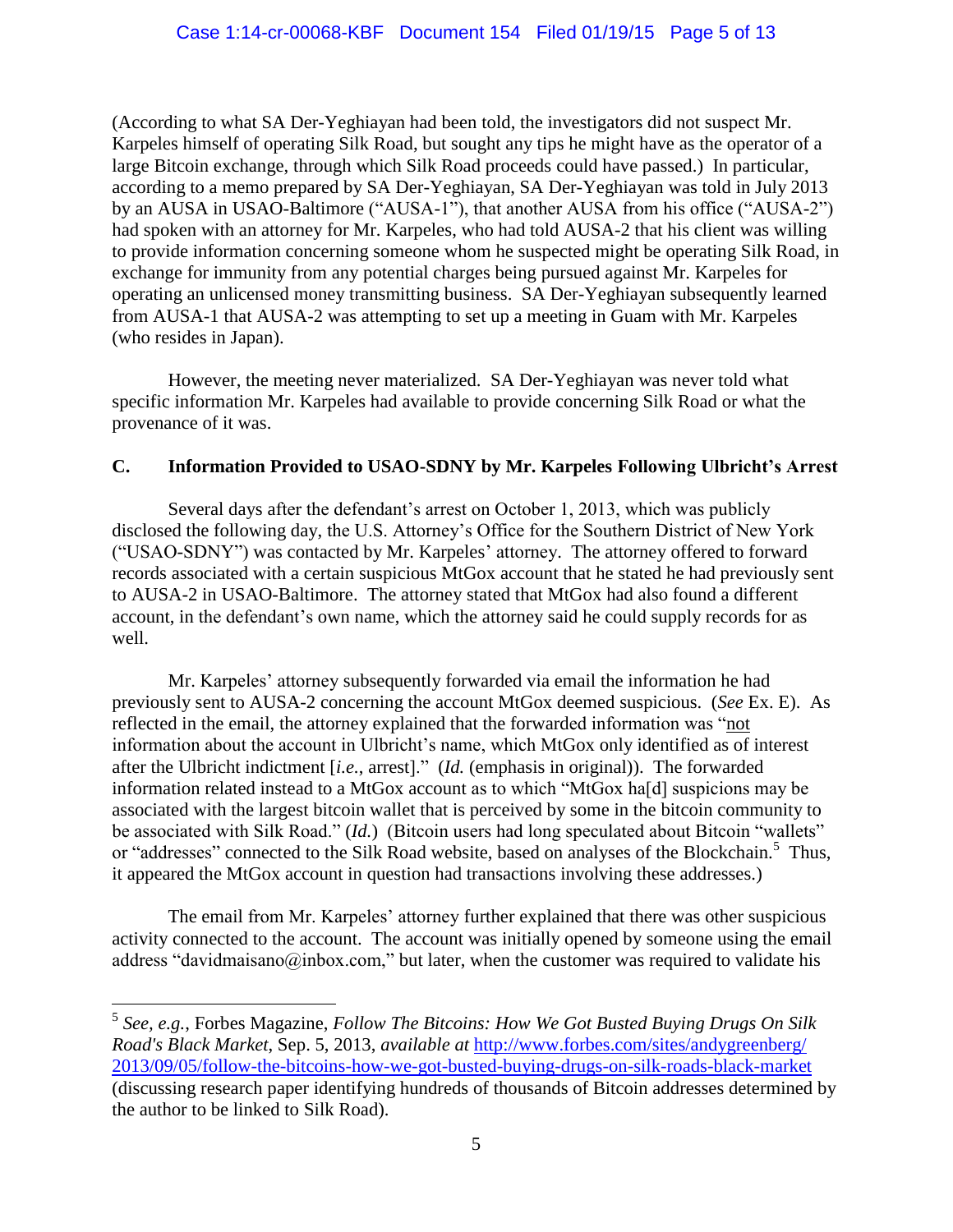(According to what SA Der-Yeghiayan had been told, the investigators did not suspect Mr. Karpeles himself of operating Silk Road, but sought any tips he might have as the operator of a large Bitcoin exchange, through which Silk Road proceeds could have passed.) In particular, according to a memo prepared by SA Der-Yeghiayan, SA Der-Yeghiayan was told in July 2013 by an AUSA in USAO-Baltimore ("AUSA-1"), that another AUSA from his office ("AUSA-2") had spoken with an attorney for Mr. Karpeles, who had told AUSA-2 that his client was willing to provide information concerning someone whom he suspected might be operating Silk Road, in exchange for immunity from any potential charges being pursued against Mr. Karpeles for operating an unlicensed money transmitting business. SA Der-Yeghiayan subsequently learned from AUSA-1 that AUSA-2 was attempting to set up a meeting in Guam with Mr. Karpeles (who resides in Japan).

However, the meeting never materialized. SA Der-Yeghiayan was never told what specific information Mr. Karpeles had available to provide concerning Silk Road or what the provenance of it was.

### C. Information Provided to USAO-SDNY by Mr. Karpeles Following Ulbricht's Arrest

Several days after the defendant's arrest on October 1, 2013, which was publicly disclosed the following day, the U.S. Attorney's Office for the Southern District of New York ("USAO-SDNY") was contacted by Mr. Karpeles' attorney. The attorney offered to forward records associated with a certain suspicious MtGox account that he stated he had previously sent to AUSA-2 in USAO-Baltimore. The attorney stated that MtGox had also found a different account, in the defendant's own name, which the attorney said he could supply records for as well.

Mr. Karpeles' attorney subsequently forwarded via email the information he had previously sent to AUSA-2 concerning the account MtGox deemed suspicious. (*See* Ex. E). As reflected in the email, the attorney explained that the forwarded information was "<u>not</u> information about the account in Ulbricht's name, which MtGox only identified as of interest after the Ulbricht indictment [*i.e.*, arrest]." (*Id.* (emphasis in original)). The forwarded information related instead to a MtGox account as to which "MtGox ha[d] suspicions may be associated with the largest bitcoin wallet that is perceived by some in the bitcoin community to be associated with Silk Road." (*Id.*) (Bitcoin users had long speculated about Bitcoin "wallets" or "addresses" connected to the Silk Road website, based on analyses of the Blockchain.[5] Thus, it appeared the MtGox account in question had transactions involving these addresses.)

The email from Mr. Karpeles' attorney further explained that there was other suspicious activity connected to the account. The account was initially opened by someone using the email address "davidmaisano@inbox.com," but later, when the customer was required to validate his

---

[5] *See, e.g.*, Forbes Magazine, *Follow The Bitcoins: How We Got Busted Buying Drugs On Silk Road's Black Market*, Sep. 5, 2013, *available at* http://www.forbes.com/sites/andygreenberg/2013/09/05/follow-the-bitcoins-how-we-got-busted-buying-drugs-on-silk-roads-black-market (discussing research paper identifying hundreds of thousands of Bitcoin addresses determined by the author to be linked to Silk Road).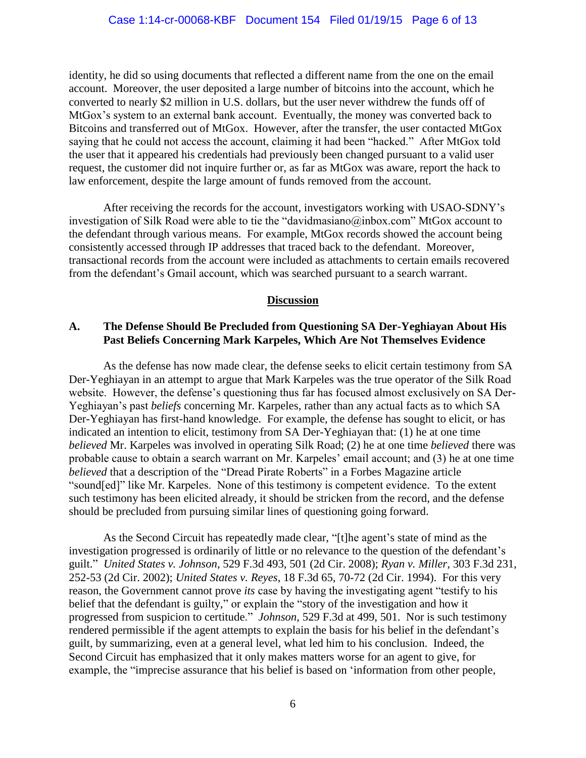identity, he did so using documents that reflected a different name from the one on the email account. Moreover, the user deposited a large number of bitcoins into the account, which he converted to nearly $2 million in U.S. dollars, but the user never withdrew the funds off of MtGox's system to an external bank account. Eventually, the money was converted back to Bitcoins and transferred out of MtGox. However, after the transfer, the user contacted MtGox saying that he could not access the account, claiming it had been "hacked." After MtGox told the user that it appeared his credentials had previously been changed pursuant to a valid user request, the customer did not inquire further or, as far as MtGox was aware, report the hack to law enforcement, despite the large amount of funds removed from the account.

After receiving the records for the account, investigators working with USAO-SDNY's investigation of Silk Road were able to tie the "davidmasiano@inbox.com" MtGox account to the defendant through various means. For example, MtGox records showed the account being consistently accessed through IP addresses that traced back to the defendant. Moreover, transactional records from the account were included as attachments to certain emails recovered from the defendant's Gmail account, which was searched pursuant to a search warrant.

## Discussion

### A. The Defense Should Be Precluded from Questioning SA Der-Yeghiayan About His Past Beliefs Concerning Mark Karpeles, Which Are Not Themselves Evidence

As the defense has now made clear, the defense seeks to elicit certain testimony from SA Der-Yeghiayan in an attempt to argue that Mark Karpeles was the true operator of the Silk Road website. However, the defense's questioning thus far has focused almost exclusively on SA Der-Yeghiayan's past *beliefs* concerning Mr. Karpeles, rather than any actual facts as to which SA Der-Yeghiayan has first-hand knowledge. For example, the defense has sought to elicit, or has indicated an intention to elicit, testimony from SA Der-Yeghiayan that: (1) he at one time *believed* Mr. Karpeles was involved in operating Silk Road; (2) he at one time *believed* there was probable cause to obtain a search warrant on Mr. Karpeles' email account; and (3) he at one time *believed* that a description of the "Dread Pirate Roberts" in a Forbes Magazine article "sound[ed]" like Mr. Karpeles. None of this testimony is competent evidence. To the extent such testimony has been elicited already, it should be stricken from the record, and the defense should be precluded from pursuing similar lines of questioning going forward.

As the Second Circuit has repeatedly made clear, "[t]he agent's state of mind as the investigation progressed is ordinarily of little or no relevance to the question of the defendant's guilt." *United States v. Johnson*, 529 F.3d 493, 501 (2d Cir. 2008); *Ryan v. Miller*, 303 F.3d 231, 252-53 (2d Cir. 2002); *United States v. Reyes*, 18 F.3d 65, 70-72 (2d Cir. 1994). For this very reason, the Government cannot prove *its* case by having the investigating agent "testify to his belief that the defendant is guilty," or explain the "story of the investigation and how it progressed from suspicion to certitude." *Johnson*, 529 F.3d at 499, 501. Nor is such testimony rendered permissible if the agent attempts to explain the basis for his belief in the defendant's guilt, by summarizing, even at a general level, what led him to his conclusion. Indeed, the Second Circuit has emphasized that it only makes matters worse for an agent to give, for example, the "imprecise assurance that his belief is based on 'information from other people,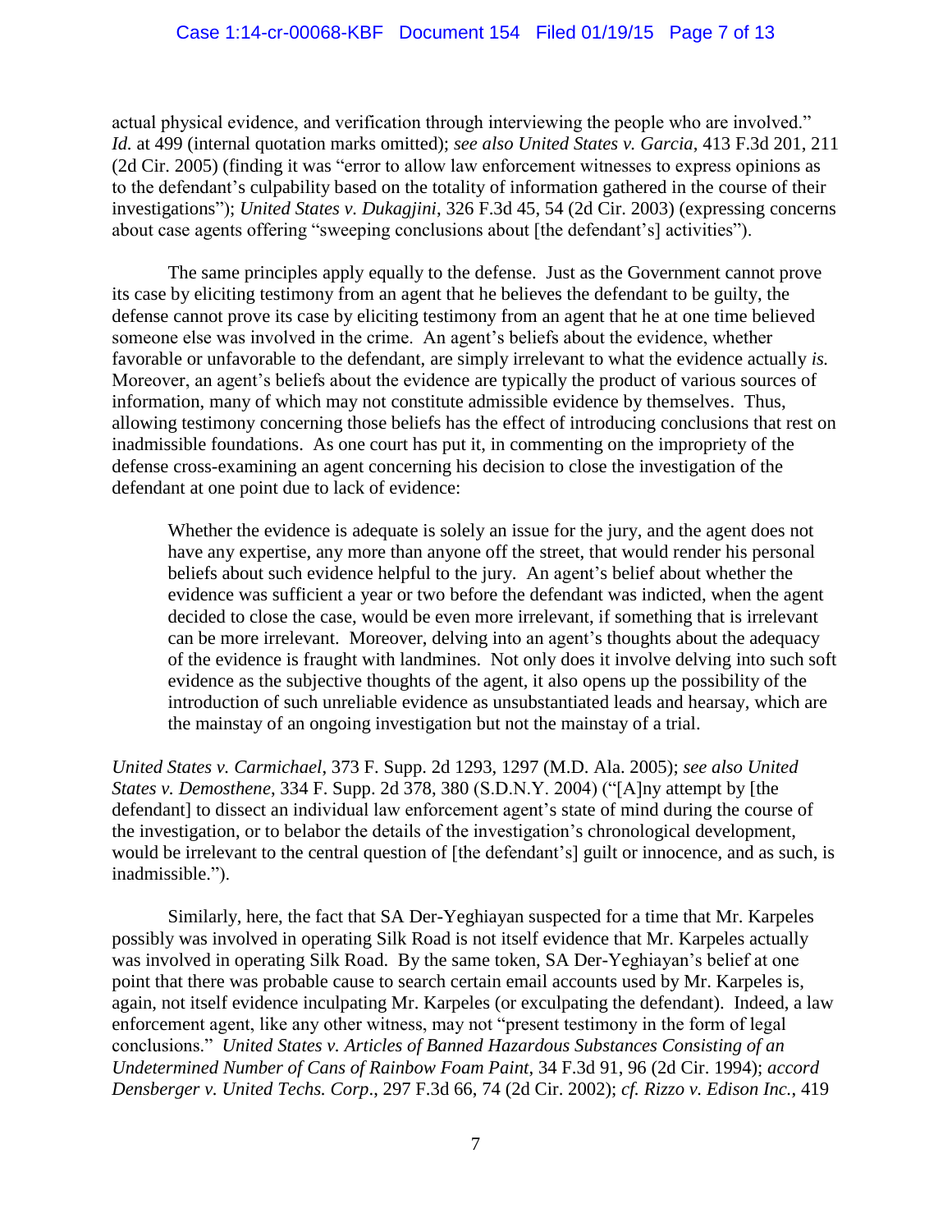actual physical evidence, and verification through interviewing the people who are involved." *Id.* at 499 (internal quotation marks omitted); *see also United States v. Garcia*, 413 F.3d 201, 211 (2d Cir. 2005) (finding it was "error to allow law enforcement witnesses to express opinions as to the defendant's culpability based on the totality of information gathered in the course of their investigations"); *United States v. Dukagjini*, 326 F.3d 45, 54 (2d Cir. 2003) (expressing concerns about case agents offering "sweeping conclusions about [the defendant's] activities").

The same principles apply equally to the defense. Just as the Government cannot prove its case by eliciting testimony from an agent that he believes the defendant to be guilty, the defense cannot prove its case by eliciting testimony from an agent that he at one time believed someone else was involved in the crime. An agent's beliefs about the evidence, whether favorable or unfavorable to the defendant, are simply irrelevant to what the evidence actually *is.* Moreover, an agent's beliefs about the evidence are typically the product of various sources of information, many of which may not constitute admissible evidence by themselves. Thus, allowing testimony concerning those beliefs has the effect of introducing conclusions that rest on inadmissible foundations. As one court has put it, in commenting on the impropriety of the defense cross-examining an agent concerning his decision to close the investigation of the defendant at one point due to lack of evidence:

> Whether the evidence is adequate is solely an issue for the jury, and the agent does not have any expertise, any more than anyone off the street, that would render his personal beliefs about such evidence helpful to the jury. An agent's belief about whether the evidence was sufficient a year or two before the defendant was indicted, when the agent decided to close the case, would be even more irrelevant, if something that is irrelevant can be more irrelevant. Moreover, delving into an agent's thoughts about the adequacy of the evidence is fraught with landmines. Not only does it involve delving into such soft evidence as the subjective thoughts of the agent, it also opens up the possibility of the introduction of such unreliable evidence as unsubstantiated leads and hearsay, which are the mainstay of an ongoing investigation but not the mainstay of a trial.

*United States v. Carmichael*, 373 F. Supp. 2d 1293, 1297 (M.D. Ala. 2005); *see also United States v. Demosthene*, 334 F. Supp. 2d 378, 380 (S.D.N.Y. 2004) ("[A]ny attempt by [the defendant] to dissect an individual law enforcement agent's state of mind during the course of the investigation, or to belabor the details of the investigation's chronological development, would be irrelevant to the central question of [the defendant's] guilt or innocence, and as such, is inadmissible.").

Similarly, here, the fact that SA Der-Yeghiayan suspected for a time that Mr. Karpeles possibly was involved in operating Silk Road is not itself evidence that Mr. Karpeles actually was involved in operating Silk Road. By the same token, SA Der-Yeghiayan's belief at one point that there was probable cause to search certain email accounts used by Mr. Karpeles is, again, not itself evidence inculpating Mr. Karpeles (or exculpating the defendant). Indeed, a law enforcement agent, like any other witness, may not "present testimony in the form of legal conclusions." *United States v. Articles of Banned Hazardous Substances Consisting of an Undetermined Number of Cans of Rainbow Foam Paint*, 34 F.3d 91, 96 (2d Cir. 1994); *accord Densberger v. United Techs. Corp*., 297 F.3d 66, 74 (2d Cir. 2002); *cf. Rizzo v. Edison Inc.*, 419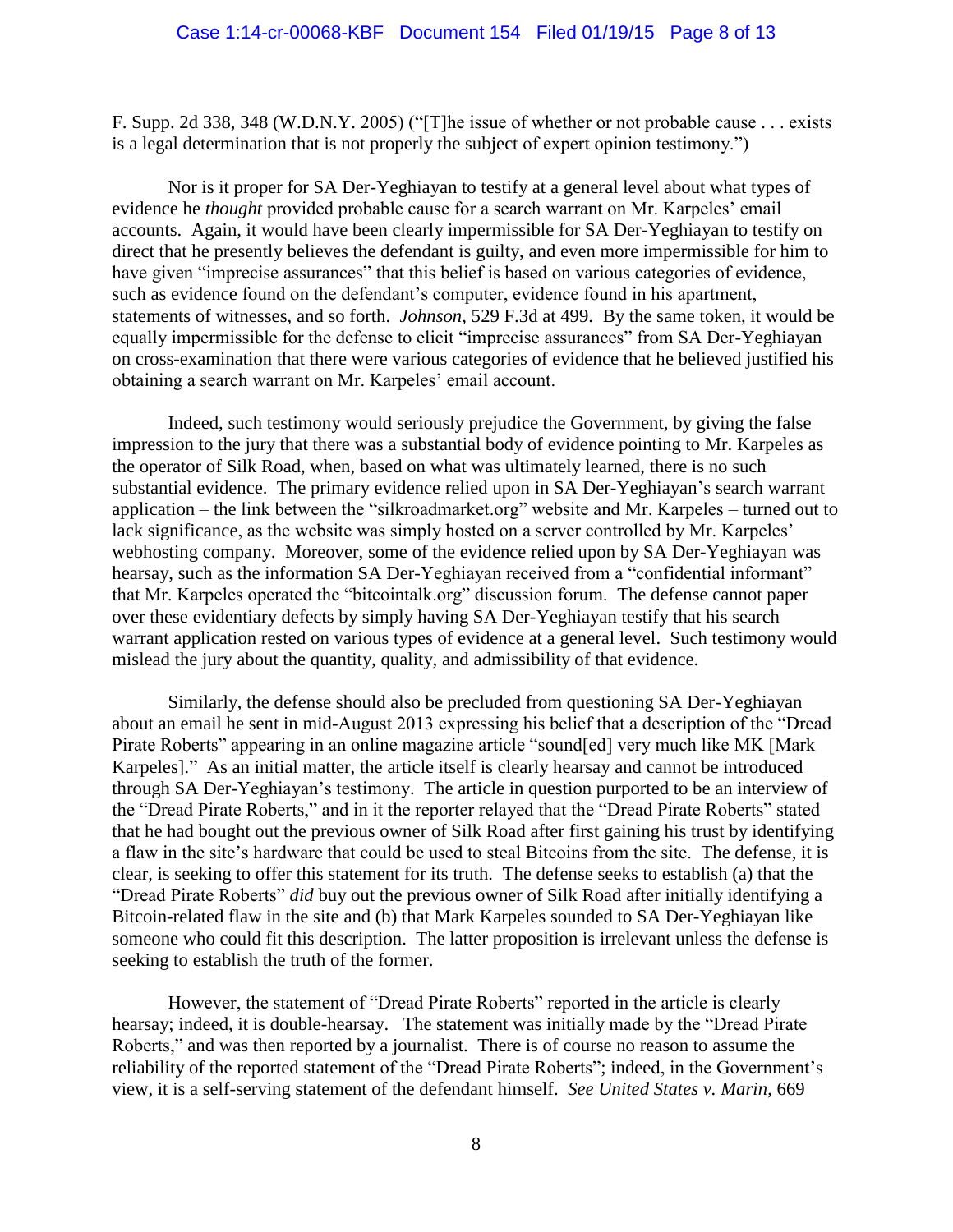F. Supp. 2d 338, 348 (W.D.N.Y. 2005) ("[T]he issue of whether or not probable cause . . . exists is a legal determination that is not properly the subject of expert opinion testimony.")

Nor is it proper for SA Der-Yeghiayan to testify at a general level about what types of evidence he *thought* provided probable cause for a search warrant on Mr. Karpeles' email accounts. Again, it would have been clearly impermissible for SA Der-Yeghiayan to testify on direct that he presently believes the defendant is guilty, and even more impermissible for him to have given "imprecise assurances" that this belief is based on various categories of evidence, such as evidence found on the defendant's computer, evidence found in his apartment, statements of witnesses, and so forth. *Johnson*, 529 F.3d at 499. By the same token, it would be equally impermissible for the defense to elicit "imprecise assurances" from SA Der-Yeghiayan on cross-examination that there were various categories of evidence that he believed justified his obtaining a search warrant on Mr. Karpeles' email account.

Indeed, such testimony would seriously prejudice the Government, by giving the false impression to the jury that there was a substantial body of evidence pointing to Mr. Karpeles as the operator of Silk Road, when, based on what was ultimately learned, there is no such substantial evidence. The primary evidence relied upon in SA Der-Yeghiayan's search warrant application – the link between the "silkroadmarket.org" website and Mr. Karpeles – turned out to lack significance, as the website was simply hosted on a server controlled by Mr. Karpeles' webhosting company. Moreover, some of the evidence relied upon by SA Der-Yeghiayan was hearsay, such as the information SA Der-Yeghiayan received from a "confidential informant" that Mr. Karpeles operated the "bitcointalk.org" discussion forum. The defense cannot paper over these evidentiary defects by simply having SA Der-Yeghiayan testify that his search warrant application rested on various types of evidence at a general level. Such testimony would mislead the jury about the quantity, quality, and admissibility of that evidence.

Similarly, the defense should also be precluded from questioning SA Der-Yeghiayan about an email he sent in mid-August 2013 expressing his belief that a description of the "Dread Pirate Roberts" appearing in an online magazine article "sound[ed] very much like MK [Mark Karpeles]." As an initial matter, the article itself is clearly hearsay and cannot be introduced through SA Der-Yeghiayan's testimony. The article in question purported to be an interview of the "Dread Pirate Roberts," and in it the reporter relayed that the "Dread Pirate Roberts" stated that he had bought out the previous owner of Silk Road after first gaining his trust by identifying a flaw in the site's hardware that could be used to steal Bitcoins from the site. The defense, it is clear, is seeking to offer this statement for its truth. The defense seeks to establish (a) that the "Dread Pirate Roberts" *did* buy out the previous owner of Silk Road after initially identifying a Bitcoin-related flaw in the site and (b) that Mark Karpeles sounded to SA Der-Yeghiayan like someone who could fit this description. The latter proposition is irrelevant unless the defense is seeking to establish the truth of the former.

However, the statement of "Dread Pirate Roberts" reported in the article is clearly hearsay; indeed, it is double-hearsay. The statement was initially made by the "Dread Pirate Roberts," and was then reported by a journalist. There is of course no reason to assume the reliability of the reported statement of the "Dread Pirate Roberts"; indeed, in the Government's view, it is a self-serving statement of the defendant himself. *See United States v. Marin*, 669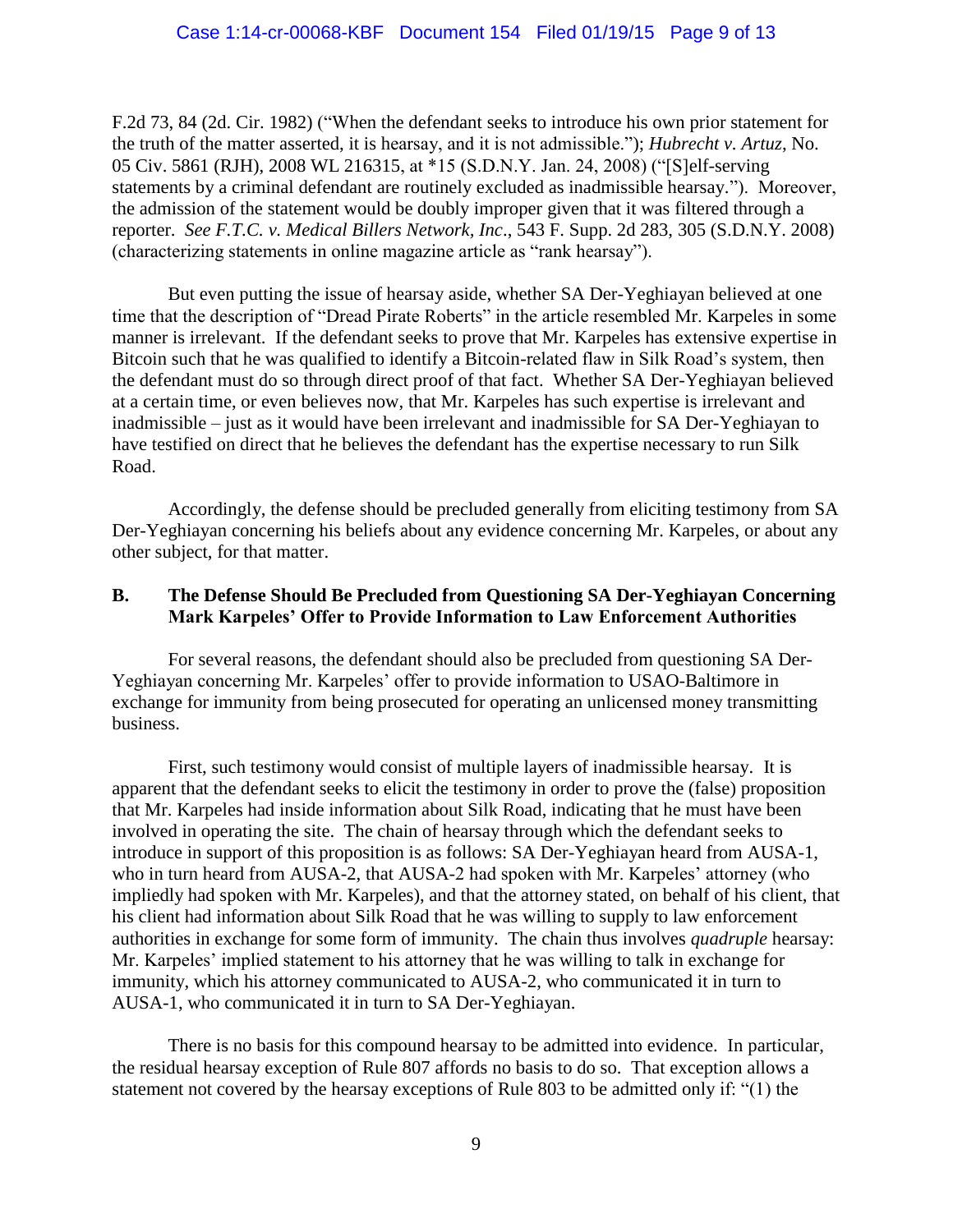F.2d 73, 84 (2d. Cir. 1982) ("When the defendant seeks to introduce his own prior statement for the truth of the matter asserted, it is hearsay, and it is not admissible."); *Hubrecht v. Artuz*, No. 05 Civ. 5861 (RJH), 2008 WL 216315, at *15 (S.D.N.Y. Jan. 24, 2008) ("[S]elf-serving statements by a criminal defendant are routinely excluded as inadmissible hearsay."). Moreover, the admission of the statement would be doubly improper given that it was filtered through a reporter. *See F.T.C. v. Medical Billers Network, Inc*., 543 F. Supp. 2d 283, 305 (S.D.N.Y. 2008) (characterizing statements in online magazine article as "rank hearsay").

But even putting the issue of hearsay aside, whether SA Der-Yeghiayan believed at one time that the description of "Dread Pirate Roberts" in the article resembled Mr. Karpeles in some manner is irrelevant. If the defendant seeks to prove that Mr. Karpeles has extensive expertise in Bitcoin such that he was qualified to identify a Bitcoin-related flaw in Silk Road's system, then the defendant must do so through direct proof of that fact. Whether SA Der-Yeghiayan believed at a certain time, or even believes now, that Mr. Karpeles has such expertise is irrelevant and inadmissible – just as it would have been irrelevant and inadmissible for SA Der-Yeghiayan to have testified on direct that he believes the defendant has the expertise necessary to run Silk Road.

Accordingly, the defense should be precluded generally from eliciting testimony from SA Der-Yeghiayan concerning his beliefs about any evidence concerning Mr. Karpeles, or about any other subject, for that matter.

### B. The Defense Should Be Precluded from Questioning SA Der-Yeghiayan Concerning Mark Karpeles' Offer to Provide Information to Law Enforcement Authorities

For several reasons, the defendant should also be precluded from questioning SA Der-Yeghiayan concerning Mr. Karpeles' offer to provide information to USAO-Baltimore in exchange for immunity from being prosecuted for operating an unlicensed money transmitting business.

First, such testimony would consist of multiple layers of inadmissible hearsay. It is apparent that the defendant seeks to elicit the testimony in order to prove the (false) proposition that Mr. Karpeles had inside information about Silk Road, indicating that he must have been involved in operating the site. The chain of hearsay through which the defendant seeks to introduce in support of this proposition is as follows: SA Der-Yeghiayan heard from AUSA-1, who in turn heard from AUSA-2, that AUSA-2 had spoken with Mr. Karpeles' attorney (who impliedly had spoken with Mr. Karpeles), and that the attorney stated, on behalf of his client, that his client had information about Silk Road that he was willing to supply to law enforcement authorities in exchange for some form of immunity. The chain thus involves *quadruple* hearsay: Mr. Karpeles' implied statement to his attorney that he was willing to talk in exchange for immunity, which his attorney communicated to AUSA-2, who communicated it in turn to AUSA-1, who communicated it in turn to SA Der-Yeghiayan.

There is no basis for this compound hearsay to be admitted into evidence. In particular, the residual hearsay exception of Rule 807 affords no basis to do so. That exception allows a statement not covered by the hearsay exceptions of Rule 803 to be admitted only if: "(1) the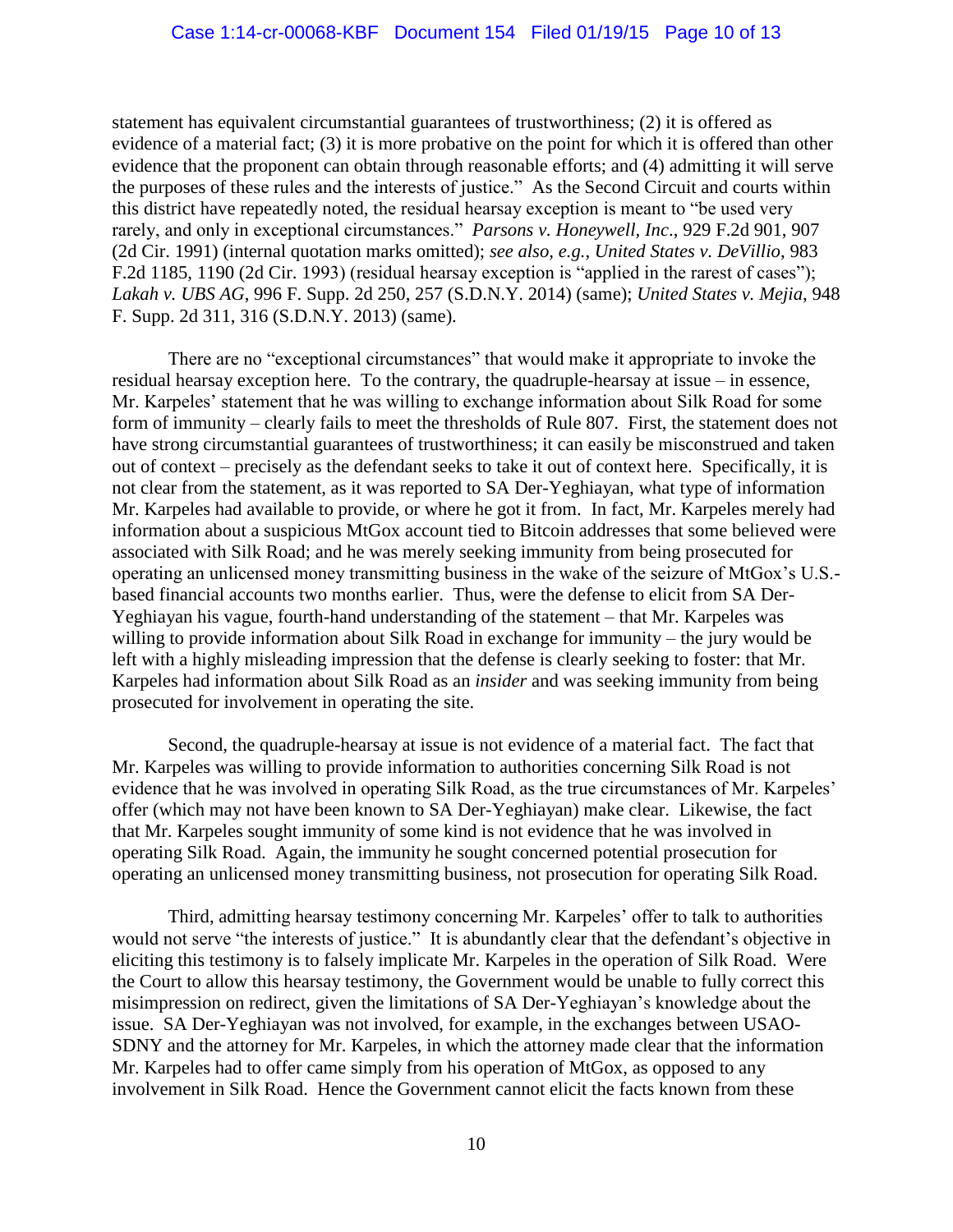statement has equivalent circumstantial guarantees of trustworthiness; (2) it is offered as evidence of a material fact; (3) it is more probative on the point for which it is offered than other evidence that the proponent can obtain through reasonable efforts; and (4) admitting it will serve the purposes of these rules and the interests of justice." As the Second Circuit and courts within this district have repeatedly noted, the residual hearsay exception is meant to "be used very rarely, and only in exceptional circumstances." *Parsons v. Honeywell, Inc*., 929 F.2d 901, 907 (2d Cir. 1991) (internal quotation marks omitted); *see also, e.g.*, *United States v. DeVillio*, 983 F.2d 1185, 1190 (2d Cir. 1993) (residual hearsay exception is "applied in the rarest of cases"); *Lakah v. UBS AG*, 996 F. Supp. 2d 250, 257 (S.D.N.Y. 2014) (same); *United States v. Mejia*, 948 F. Supp. 2d 311, 316 (S.D.N.Y. 2013) (same).

There are no "exceptional circumstances" that would make it appropriate to invoke the residual hearsay exception here. To the contrary, the quadruple-hearsay at issue – in essence, Mr. Karpeles' statement that he was willing to exchange information about Silk Road for some form of immunity – clearly fails to meet the thresholds of Rule 807. First, the statement does not have strong circumstantial guarantees of trustworthiness; it can easily be misconstrued and taken out of context – precisely as the defendant seeks to take it out of context here. Specifically, it is not clear from the statement, as it was reported to SA Der-Yeghiayan, what type of information Mr. Karpeles had available to provide, or where he got it from. In fact, Mr. Karpeles merely had information about a suspicious MtGox account tied to Bitcoin addresses that some believed were associated with Silk Road; and he was merely seeking immunity from being prosecuted for operating an unlicensed money transmitting business in the wake of the seizure of MtGox's U.S.-based financial accounts two months earlier. Thus, were the defense to elicit from SA Der-Yeghiayan his vague, fourth-hand understanding of the statement – that Mr. Karpeles was willing to provide information about Silk Road in exchange for immunity – the jury would be left with a highly misleading impression that the defense is clearly seeking to foster: that Mr. Karpeles had information about Silk Road as an *insider* and was seeking immunity from being prosecuted for involvement in operating the site.

Second, the quadruple-hearsay at issue is not evidence of a material fact. The fact that Mr. Karpeles was willing to provide information to authorities concerning Silk Road is not evidence that he was involved in operating Silk Road, as the true circumstances of Mr. Karpeles' offer (which may not have been known to SA Der-Yeghiayan) make clear. Likewise, the fact that Mr. Karpeles sought immunity of some kind is not evidence that he was involved in operating Silk Road. Again, the immunity he sought concerned potential prosecution for operating an unlicensed money transmitting business, not prosecution for operating Silk Road.

Third, admitting hearsay testimony concerning Mr. Karpeles' offer to talk to authorities would not serve "the interests of justice." It is abundantly clear that the defendant's objective in eliciting this testimony is to falsely implicate Mr. Karpeles in the operation of Silk Road. Were the Court to allow this hearsay testimony, the Government would be unable to fully correct this misimpression on redirect, given the limitations of SA Der-Yeghiayan's knowledge about the issue. SA Der-Yeghiayan was not involved, for example, in the exchanges between USAO-SDNY and the attorney for Mr. Karpeles, in which the attorney made clear that the information Mr. Karpeles had to offer came simply from his operation of MtGox, as opposed to any involvement in Silk Road. Hence the Government cannot elicit the facts known from these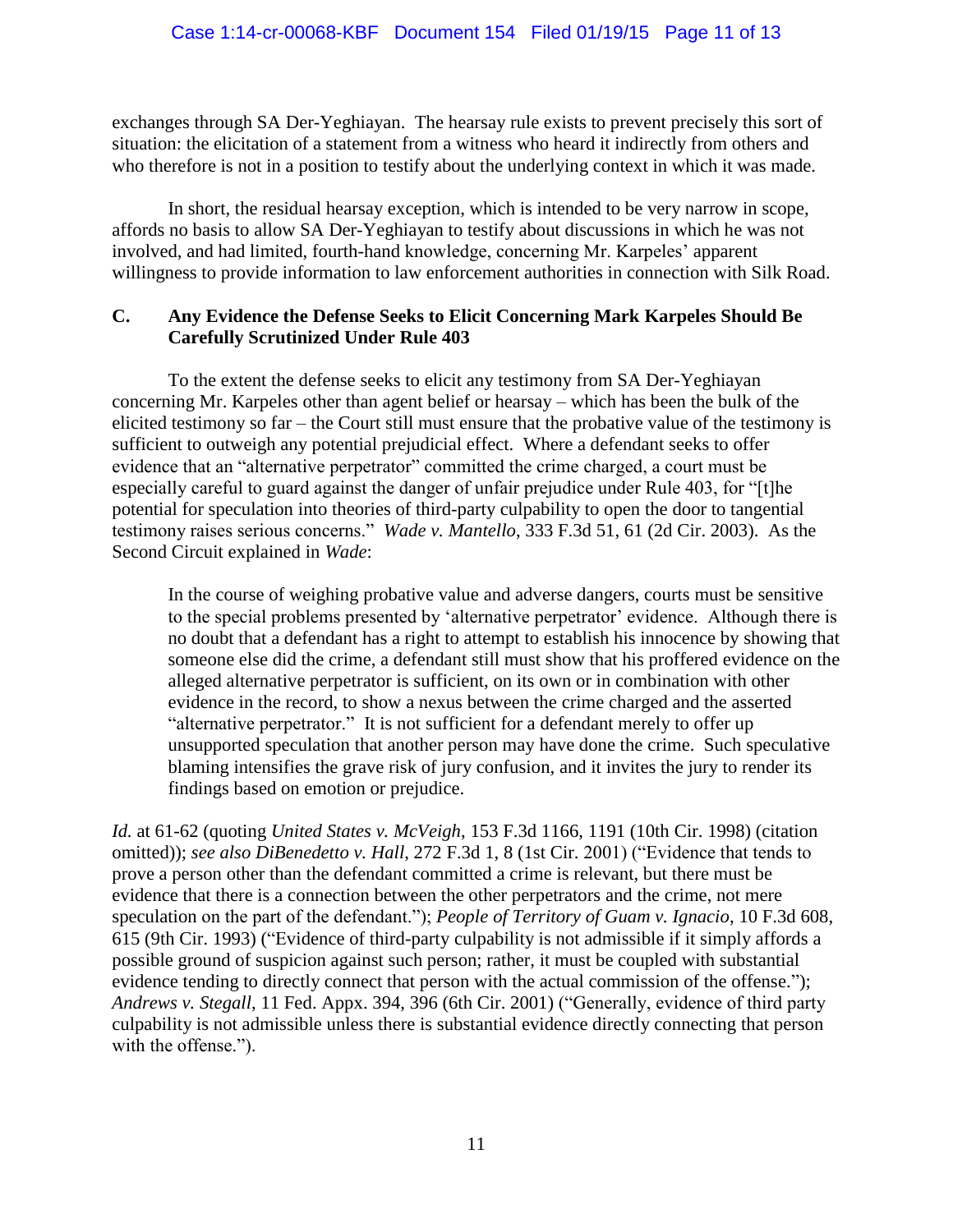exchanges through SA Der-Yeghiayan. The hearsay rule exists to prevent precisely this sort of situation: the elicitation of a statement from a witness who heard it indirectly from others and who therefore is not in a position to testify about the underlying context in which it was made.

In short, the residual hearsay exception, which is intended to be very narrow in scope, affords no basis to allow SA Der-Yeghiayan to testify about discussions in which he was not involved, and had limited, fourth-hand knowledge, concerning Mr. Karpeles' apparent willingness to provide information to law enforcement authorities in connection with Silk Road.

### C. Any Evidence the Defense Seeks to Elicit Concerning Mark Karpeles Should Be Carefully Scrutinized Under Rule 403

To the extent the defense seeks to elicit any testimony from SA Der-Yeghiayan concerning Mr. Karpeles other than agent belief or hearsay – which has been the bulk of the elicited testimony so far – the Court still must ensure that the probative value of the testimony is sufficient to outweigh any potential prejudicial effect. Where a defendant seeks to offer evidence that an "alternative perpetrator" committed the crime charged, a court must be especially careful to guard against the danger of unfair prejudice under Rule 403, for "[t]he potential for speculation into theories of third-party culpability to open the door to tangential testimony raises serious concerns." *Wade v. Mantello*, 333 F.3d 51, 61 (2d Cir. 2003). As the Second Circuit explained in *Wade*:

> In the course of weighing probative value and adverse dangers, courts must be sensitive to the special problems presented by 'alternative perpetrator' evidence. Although there is no doubt that a defendant has a right to attempt to establish his innocence by showing that someone else did the crime, a defendant still must show that his proffered evidence on the alleged alternative perpetrator is sufficient, on its own or in combination with other evidence in the record, to show a nexus between the crime charged and the asserted "alternative perpetrator." It is not sufficient for a defendant merely to offer up unsupported speculation that another person may have done the crime. Such speculative blaming intensifies the grave risk of jury confusion, and it invites the jury to render its findings based on emotion or prejudice.

*Id.* at 61-62 (quoting *United States v. McVeigh*, 153 F.3d 1166, 1191 (10th Cir. 1998) (citation omitted)); *see also DiBenedetto v. Hall*, 272 F.3d 1, 8 (1st Cir. 2001) ("Evidence that tends to prove a person other than the defendant committed a crime is relevant, but there must be evidence that there is a connection between the other perpetrators and the crime, not mere speculation on the part of the defendant."); *People of Territory of Guam v. Ignacio*, 10 F.3d 608, 615 (9th Cir. 1993) ("Evidence of third-party culpability is not admissible if it simply affords a possible ground of suspicion against such person; rather, it must be coupled with substantial evidence tending to directly connect that person with the actual commission of the offense."); *Andrews v. Stegall*, 11 Fed. Appx. 394, 396 (6th Cir. 2001) ("Generally, evidence of third party culpability is not admissible unless there is substantial evidence directly connecting that person with the offense.").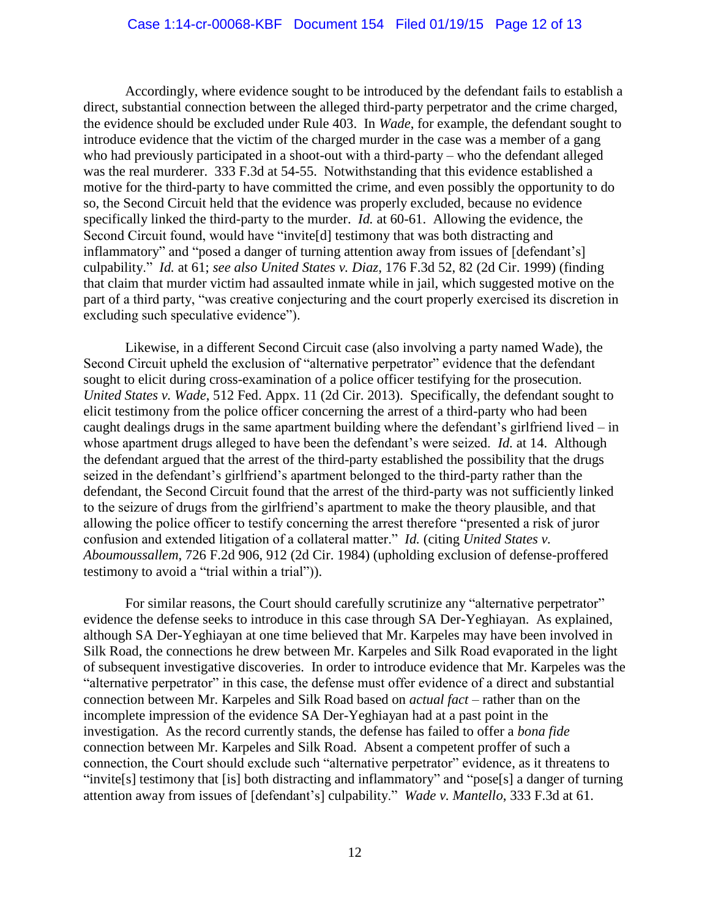Accordingly, where evidence sought to be introduced by the defendant fails to establish a direct, substantial connection between the alleged third-party perpetrator and the crime charged, the evidence should be excluded under Rule 403. In *Wade*, for example, the defendant sought to introduce evidence that the victim of the charged murder in the case was a member of a gang who had previously participated in a shoot-out with a third-party – who the defendant alleged was the real murderer. 333 F.3d at 54-55. Notwithstanding that this evidence established a motive for the third-party to have committed the crime, and even possibly the opportunity to do so, the Second Circuit held that the evidence was properly excluded, because no evidence specifically linked the third-party to the murder. *Id.* at 60-61. Allowing the evidence, the Second Circuit found, would have "invite[d] testimony that was both distracting and inflammatory" and "posed a danger of turning attention away from issues of [defendant's] culpability." *Id.* at 61; *see also United States v. Diaz*, 176 F.3d 52, 82 (2d Cir. 1999) (finding that claim that murder victim had assaulted inmate while in jail, which suggested motive on the part of a third party, "was creative conjecturing and the court properly exercised its discretion in excluding such speculative evidence").

Likewise, in a different Second Circuit case (also involving a party named Wade), the Second Circuit upheld the exclusion of "alternative perpetrator" evidence that the defendant sought to elicit during cross-examination of a police officer testifying for the prosecution. *United States v. Wade*, 512 Fed. Appx. 11 (2d Cir. 2013). Specifically, the defendant sought to elicit testimony from the police officer concerning the arrest of a third-party who had been caught dealings drugs in the same apartment building where the defendant's girlfriend lived – in whose apartment drugs alleged to have been the defendant's were seized. *Id.* at 14. Although the defendant argued that the arrest of the third-party established the possibility that the drugs seized in the defendant's girlfriend's apartment belonged to the third-party rather than the defendant, the Second Circuit found that the arrest of the third-party was not sufficiently linked to the seizure of drugs from the girlfriend's apartment to make the theory plausible, and that allowing the police officer to testify concerning the arrest therefore "presented a risk of juror confusion and extended litigation of a collateral matter." *Id.* (citing *United States v. Aboumoussallem*, 726 F.2d 906, 912 (2d Cir. 1984) (upholding exclusion of defense-proffered testimony to avoid a "trial within a trial")).

For similar reasons, the Court should carefully scrutinize any "alternative perpetrator" evidence the defense seeks to introduce in this case through SA Der-Yeghiayan. As explained, although SA Der-Yeghiayan at one time believed that Mr. Karpeles may have been involved in Silk Road, the connections he drew between Mr. Karpeles and Silk Road evaporated in the light of subsequent investigative discoveries. In order to introduce evidence that Mr. Karpeles was the "alternative perpetrator" in this case, the defense must offer evidence of a direct and substantial connection between Mr. Karpeles and Silk Road based on *actual fact* – rather than on the incomplete impression of the evidence SA Der-Yeghiayan had at a past point in the investigation. As the record currently stands, the defense has failed to offer a *bona fide* connection between Mr. Karpeles and Silk Road. Absent a competent proffer of such a connection, the Court should exclude such "alternative perpetrator" evidence, as it threatens to "invite[s] testimony that [is] both distracting and inflammatory" and "pose[s] a danger of turning attention away from issues of [defendant's] culpability." *Wade v. Mantello*, 333 F.3d at 61.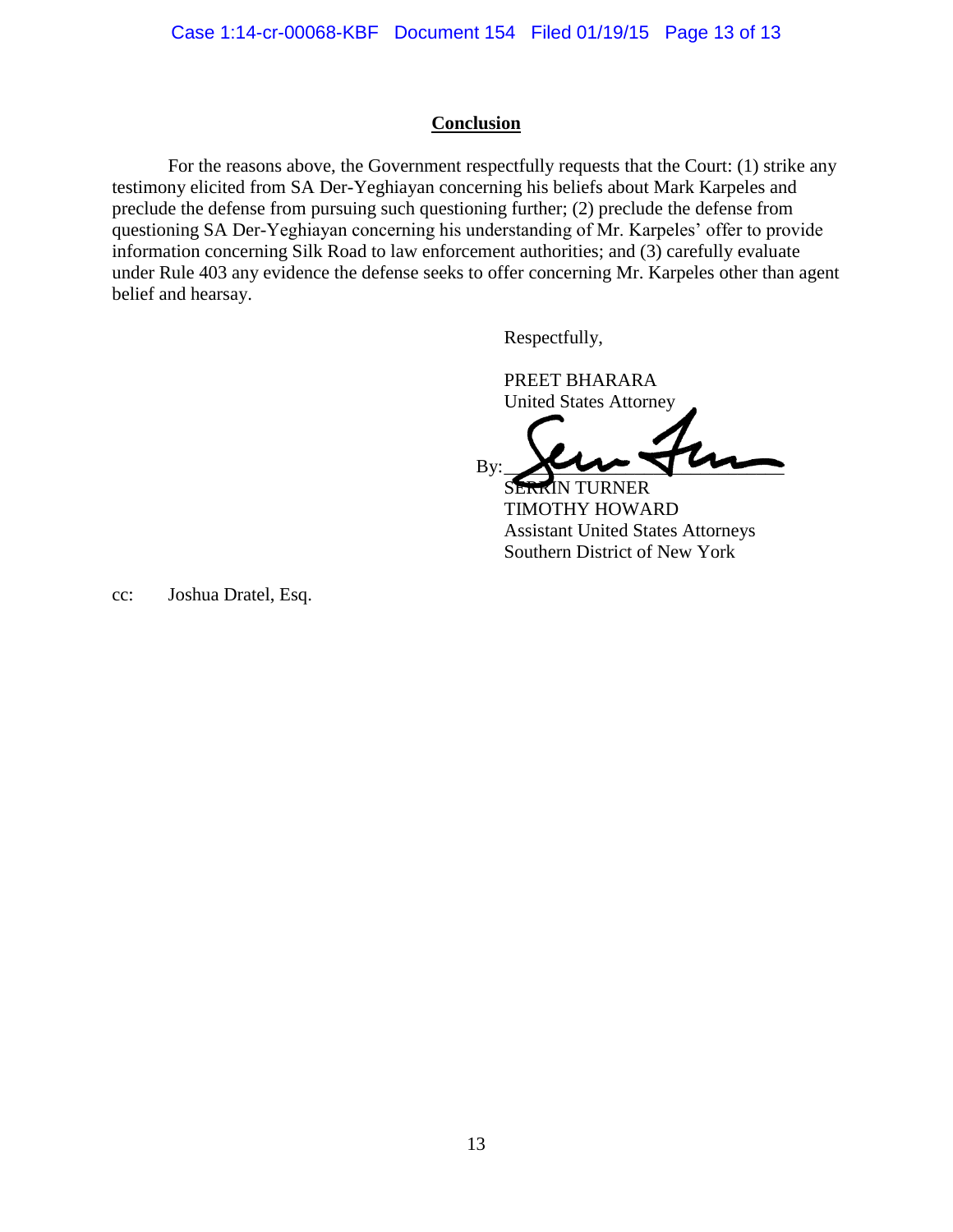## Conclusion

For the reasons above, the Government respectfully requests that the Court: (1) strike any testimony elicited from SA Der-Yeghiayan concerning his beliefs about Mark Karpeles and preclude the defense from pursuing such questioning further; (2) preclude the defense from questioning SA Der-Yeghiayan concerning his understanding of Mr. Karpeles' offer to provide information concerning Silk Road to law enforcement authorities; and (3) carefully evaluate under Rule 403 any evidence the defense seeks to offer concerning Mr. Karpeles other than agent belief and hearsay.

Respectfully,

PREET BHARARA
United States Attorney

By: ______________________
SERRIN TURNER
TIMOTHY HOWARD
Assistant United States Attorneys
Southern District of New York

cc: Joshua Dratel, Esq.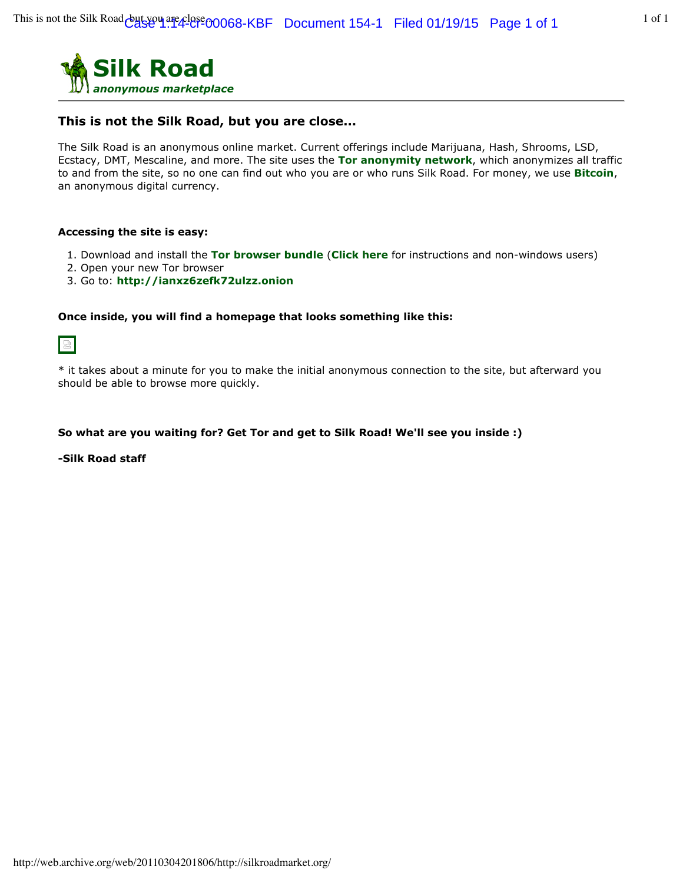# Silk Road

***anonymous marketplace***

## This is not the Silk Road, but you are close...

The Silk Road is an anonymous online market. Current offerings include Marijuana, Hash, Shrooms, LSD, Ecstacy, DMT, Mescaline, and more. The site uses the **Tor anonymity network**, which anonymizes all traffic to and from the site, so no one can find out who you are or who runs Silk Road. For money, we use **Bitcoin**, an anonymous digital currency.

**Accessing the site is easy:**

1. Download and install the **Tor browser bundle** (**Click here** for instructions and non-windows users)
2. Open your new Tor browser
3. Go to: **http://ianxz6zefk72ulzz.onion**

**Once inside, you will find a homepage that looks something like this:**

* it takes about a minute for you to make the initial anonymous connection to the site, but afterward you should be able to browse more quickly.

**So what are you waiting for? Get Tor and get to Silk Road! We'll see you inside :)**

**-Silk Road staff**

http://web.archive.org/web/20110304201806/http://silkroadmarket.org/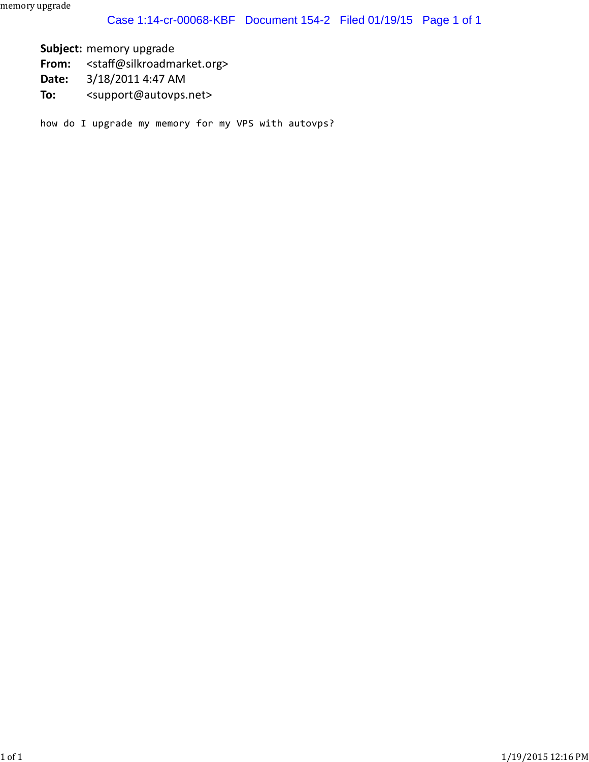**Subject:** memory upgrade
**From:** <staff@silkroadmarket.org>
**Date:** 3/18/2011 4:47 AM
**To:** <support@autovps.net>

```
how do I upgrade my memory for my VPS with autovps?
```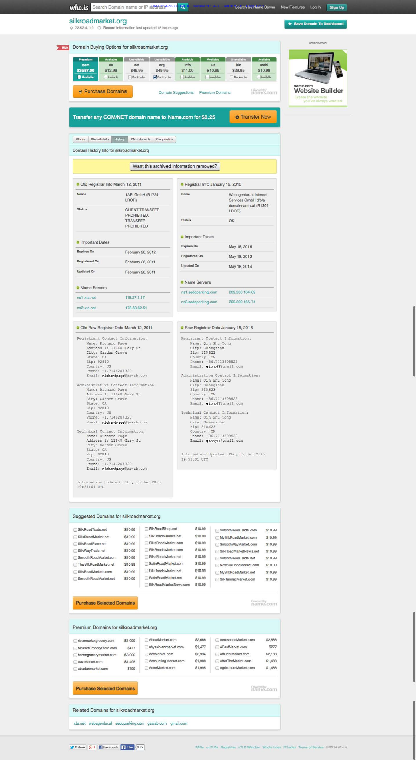who.is Search Domain name or IP address

Search by Name Server | New Features | Log In | Sign Up

## silkroadmarket.org

72.52.4.119 · Record information last updated 16 hours ago

★ Save Domain To Dashboard

### Domain Buying Options for silkroadmarket.org

| Premium com | Available co | Unavailable net | Unavailable org | Available info | Available us | Unavailable biz | Available mobi |
|---|---|---|---|---|---|---|---|
| $3587.00 | $12.99 | $49.95 | $49.95 | $11.00 | $10.99 | $29.95 | $10.99 |
| Available | Available | Backorder | Backorder | Available | Available | Backorder | Available |

Purchase Domains · Domain Suggestions · Premium Domains · Powered by name.com

Transfer any COM/NET domain name to Name.com for $8.25 · Transfer Now

Advertisement — name.com Website Builder. Create the website you've always wanted.

Whois | Website Info | History | DNS Records | Diagnostics

Domain History Info for silkroadmarket.org

Want this archived information removed?

#### Old Registrar Info March 12, 2011

| | |
|---|---|
| Name | 1API GmbH (R1724-LROR) |
| Status | CLIENT TRANSFER PROHIBITED, TRANSFER PROHIBITED |

**Important Dates**

| | |
|---|---|
| Expires On | February 28, 2012 |
| Registered On | February 28, 2011 |
| Updated On | February 28, 2011 |

**Name Servers**

| | |
|---|---|
| ns1.xta.net | 118.27.1.17 |
| ns2.xta.net | 178.63.62.51 |

#### Registrar Info January 15, 2015

| | |
|---|---|
| Name | Webagentur.at Internet Services GmbH d/b/a domainname.at (R1304-LROR) |
| Status | OK |

**Important Dates**

| | |
|---|---|
| Expires On | May 18, 2015 |
| Registered On | May 18, 2012 |
| Updated On | May 18, 2014 |

**Name Servers**

| | |
|---|---|
| ns1.sedoparking.com | 209.200.164.69 |
| ns2.sedoparking.com | 209.200.165.74 |

#### Old Raw Registrar Data March 12, 2011

```
Registrant Contact Information:
    Name: Richard Page
    Address 1: 11640 Gary St
    City: Garden Grove
    State: CA
    Zip: 92840
    Country: US
    Phone: +1.7146207320
    Email: richardpage@gawab.com

Administrative Contact Information:
    Name: Richard Page
    Address 1: 11640 Gary St
    City: Garden Grove
    State: CA
    Zip: 92840
    Country: US
    Phone: +1.7146207320
    Email: richardpage@gawab.com

Technical Contact Information:
    Name: Richard Page
    Address 1: 11640 Gary St
    City: Garden Grove
    State: CA
    Zip: 92840
    Country: US
    Phone: +1.7146207320
    Email: richardpage@gawab.com

Information Updated: Thu, 15 Jan 2015
19:51:01 UTC
```

#### Raw Registrar Data January 15, 2015

```
Registrant Contact Information:
    Name: Qin Shu Tong
    City: Guangzhou
    Zip: 510623
    Country: CN
    Phone: +86.7713898523
    Email: qtong77@gmail.com

Administrative Contact Information:
    Name: Qin Shu Tong
    City: Guangzhou
    Zip: 510623
    Country: CN
    Phone: +86.7713898523
    Email: qtong77@gmail.com

Technical Contact Information:
    Name: Qin Shu Tong
    City: Guangzhou
    Zip: 510623
    Country: CN
    Phone: +86.7713898523
    Email: qtong77@gmail.com

Information Updated: Thu, 15 Jan 2015
19:51:01 UTC
```

### Suggested Domains for silkroadmarket.org

| Domain | Price | Domain | Price | Domain | Price |
|---|---|---|---|---|---|
| SilkRoadTrade.net | $10.99 | SilkRoadShop.net | $10.99 | SmoothRoadTrade.com | $10.99 |
| SilkStreetMarket.net | $10.99 | SilkRoadMarkets.net | $10.99 | MySilkRoadMarket.com | $10.99 |
| SilkRoadPlace.net | $10.99 | SilksRoadMarket.com | $10.99 | SmoothWayMarket.com | $10.99 |
| SilkWayTrade.net | $10.99 | SilkRoadsMarket.com | $10.99 | SilkRoadMarketNews.net | $10.99 |
| SmoothRoadMarket.com | $10.99 | SilksRoadMarket.net | $10.99 | SmoothRoadTrade.net | $10.99 |
| TheSilkRoadMarket.net | $10.99 | SatinRoadMarket.com | $10.99 | NewSilkRoadMarket.com | $10.99 |
| SilkRoadMarkets.com | $10.99 | SilkRoadsMarket.net | $10.99 | MySilkRoadMarket.net | $10.99 |
| SmoothRoadMarket.net | $10.99 | SatinRoadMarket.net | $10.99 | SilkTarmacMarket.com | $10.99 |
| | | SilkRoadMarketNews.com | $10.99 | | |

Purchase Selected Domains

### Premium Domains for silkroadmarket.org

| Domain | Price | Domain | Price | Domain | Price |
|---|---|---|---|---|---|
| rivermarketgrocery.com | $1,699 | AboutMarket.com | $2,688 | AerospaceMarket.com | $2,588 |
| MarketGroceryStore.com | $477 | abyssinianmarket.com | $1,477 | AFastMarket.com | $277 |
| homegrocerymarket.com | $3,900 | AccMarket.com | $2,994 | AffluentMarket.com | $2,188 |
| AaaMarket.com | $1,495 | AccountingMarket.com | $1,888 | AfterTheMarket.com | $1,488 |
| abadanmarket.com | $799 | ActorMarket.com | $1,995 | AgricultureMarket.com | $1,488 |

Purchase Selected Domains

### Related Domains for silkroadmarket.org

xta.net · webagentur.at · sedoparking.com · gawab.com · gmail.com

Follow · g+1 · Facebook · Like 9.7k

FAQs · ccTLDs · Registries · nTLD Watcher · Whois Index · IP Index · Terms of Service · © 2014 Who.is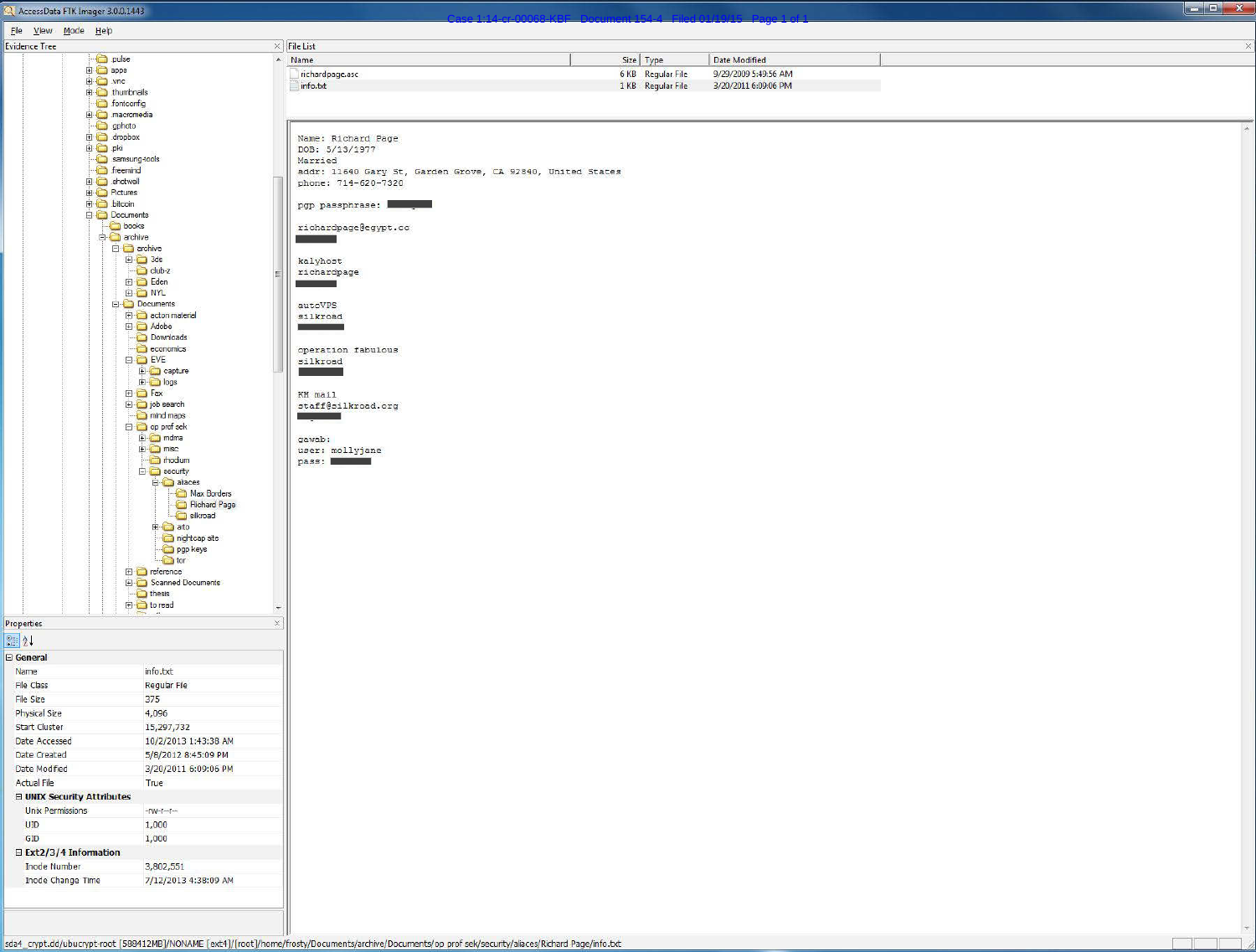AccessData FTK Imager 3.0.0.1443

File View Mode Help

**Evidence Tree**

- pulse
- apps
- vnc
- thumbnails
- fontconfig
- macromedia
- gphoto
- dropbox
- pki
- samsung-tools
- freemind
- shotwell
- Pictures
- bitcoin
- Documents
  - books
  - archive
    - archive
      - 3ds
      - club-z
      - Eden
      - NYL
    - Documents
      - acton material
      - Adobe
      - Downloads
      - economics
      - EVE
        - capture
        - logs
      - Fox
      - job search
      - mind maps
      - op prof sek
        - mdma
        - misc
        - rhodium
        - security
          - aliaces
            - Max Borders
            - Richard Page
            - silkroad
          - arlo
          - nightcap alts
          - pgp keys
          - tor
      - reference
      - Scanned Documents
      - thesis
      - to read

**File List**

| Name | Size | Type | Date Modified |
|---|---|---|---|
| richardpage.asc | 6 KB | Regular File | 9/29/2009 5:49:56 AM |
| info.txt | 1 KB | Regular File | 3/20/2011 6:09:06 PM |

```
Name: Richard Page
DOB: 5/13/1977
Married
addr: 11640 Gary St, Garden Grove, CA 92840, United States
phone: 714-620-7320

pgp passphrase: ████

richardpage@egypt.cc
████

kalyhost
richardpage
████

autoVPS
silkroad
████

operation fabulous
silkroad
████

KH mail
staff@silkroad.org
████

gawab:
user: mollyjane
pass: ████
```

**Properties**

| | |
|---|---|
| **General** | |
| Name | info.txt |
| File Class | Regular File |
| File Size | 375 |
| Physical Size | 4,096 |
| Start Cluster | 15,297,732 |
| Date Accessed | 10/2/2013 1:43:38 AM |
| Date Created | 5/8/2012 8:45:09 PM |
| Date Modified | 3/20/2011 6:09:06 PM |
| Actual File | True |
| **UNIX Security Attributes** | |
| Unix Permissions | -rw-r--r-- |
| UID | 1,000 |
| GID | 1,000 |
| **Ext2/3/4 Information** | |
| Inode Number | 3,802,551 |
| Inode Change Time | 7/12/2013 4:38:09 AM |

sda4_crypt.dd/ubucrypt-root [589412MB]/NONAME [ext4]/[root]/home/frosty/Documents/archive/Documents/op prof sek/security/aliaces/Richard Page/info.txt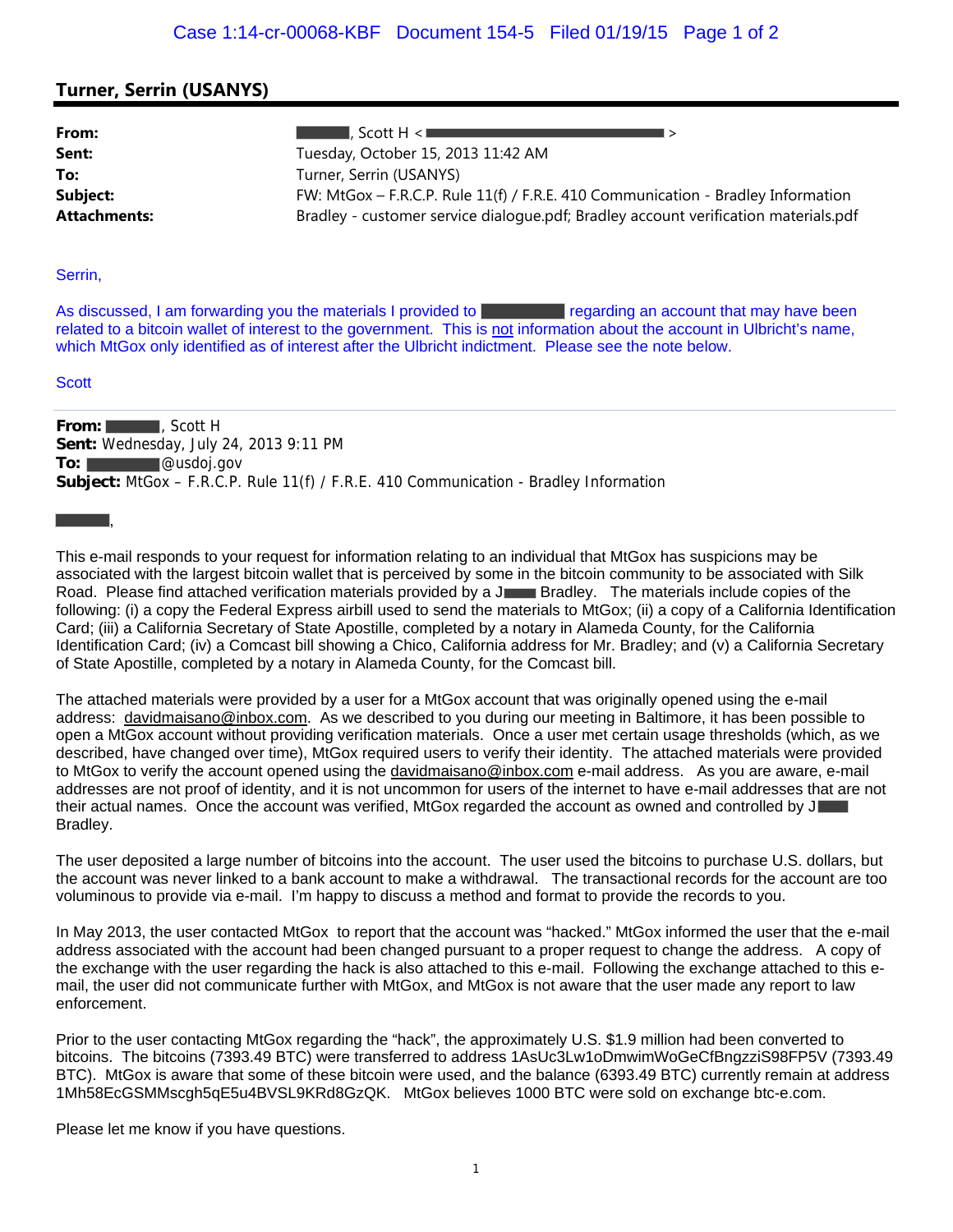## Turner, Serrin (USANYS)

**From:** ██████, Scott H < ████████████████████ >
**Sent:** Tuesday, October 15, 2013 11:42 AM
**To:** Turner, Serrin (USANYS)
**Subject:** FW: MtGox – F.R.C.P. Rule 11(f) / F.R.E. 410 Communication - Bradley Information
**Attachments:** Bradley - customer service dialogue.pdf; Bradley account verification materials.pdf

Serrin,

As discussed, I am forwarding you the materials I provided to ████████ regarding an account that may have been related to a bitcoin wallet of interest to the government. This is not information about the account in Ulbricht's name, which MtGox only identified as of interest after the Ulbricht indictment. Please see the note below.

Scott

---

**From:** ██████, Scott H
**Sent:** Wednesday, July 24, 2013 9:11 PM
**To:** ████████@usdoj.gov
**Subject:** MtGox – F.R.C.P. Rule 11(f) / F.R.E. 410 Communication - Bradley Information

██████,

This e-mail responds to your request for information relating to an individual that MtGox has suspicions may be associated with the largest bitcoin wallet that is perceived by some in the bitcoin community to be associated with Silk Road. Please find attached verification materials provided by a J████ Bradley. The materials include copies of the following: (i) a copy the Federal Express airbill used to send the materials to MtGox; (ii) a copy of a California Identification Card; (iii) a California Secretary of State Apostille, completed by a notary in Alameda County, for the California Identification Card; (iv) a Comcast bill showing a Chico, California address for Mr. Bradley; and (v) a California Secretary of State Apostille, completed by a notary in Alameda County, for the Comcast bill.

The attached materials were provided by a user for a MtGox account that was originally opened using the e-mail address: davidmaisano@inbox.com. As we described to you during our meeting in Baltimore, it has been possible to open a MtGox account without providing verification materials. Once a user met certain usage thresholds (which, as we described, have changed over time), MtGox required users to verify their identity. The attached materials were provided to MtGox to verify the account opened using the davidmaisano@inbox.com e-mail address. As you are aware, e-mail addresses are not proof of identity, and it is not uncommon for users of the internet to have e-mail addresses that are not their actual names. Once the account was verified, MtGox regarded the account as owned and controlled by J███ Bradley.

The user deposited a large number of bitcoins into the account. The user used the bitcoins to purchase U.S. dollars, but the account was never linked to a bank account to make a withdrawal. The transactional records for the account are too voluminous to provide via e-mail. I'm happy to discuss a method and format to provide the records to you.

In May 2013, the user contacted MtGox to report that the account was "hacked." MtGox informed the user that the e-mail address associated with the account had been changed pursuant to a proper request to change the address. A copy of the exchange with the user regarding the hack is also attached to this e-mail. Following the exchange attached to this e-mail, the user did not communicate further with MtGox, and MtGox is not aware that the user made any report to law enforcement.

Prior to the user contacting MtGox regarding the "hack", the approximately U.S. $1.9 million had been converted to bitcoins. The bitcoins (7393.49 BTC) were transferred to address 1AsUc3Lw1oDmwimWoGeCfBngzziS98FP5V (7393.49 BTC). MtGox is aware that some of these bitcoin were used, and the balance (6393.49 BTC) currently remain at address 1Mh58EcGSMMscgh5qE5u4BVSL9KRd8GzQK. MtGox believes 1000 BTC were sold on exchange btc-e.com.

Please let me know if you have questions.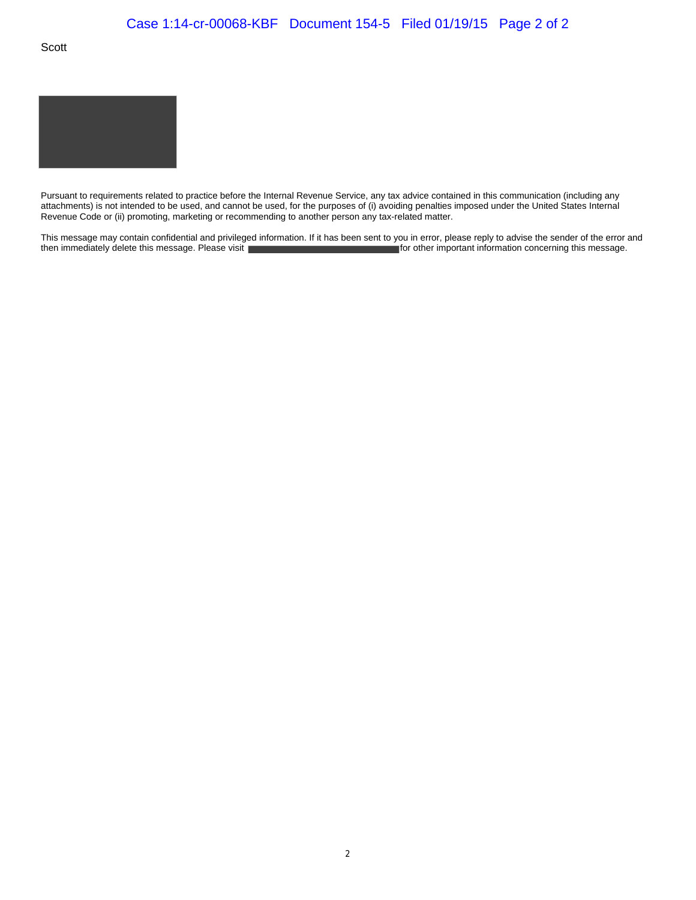Scott

Pursuant to requirements related to practice before the Internal Revenue Service, any tax advice contained in this communication (including any attachments) is not intended to be used, and cannot be used, for the purposes of (i) avoiding penalties imposed under the United States Internal Revenue Code or (ii) promoting, marketing or recommending to another person any tax-related matter.

This message may contain confidential and privileged information. If it has been sent to you in error, please reply to advise the sender of the error and then immediately delete this message. Please visit for other important information concerning this message.